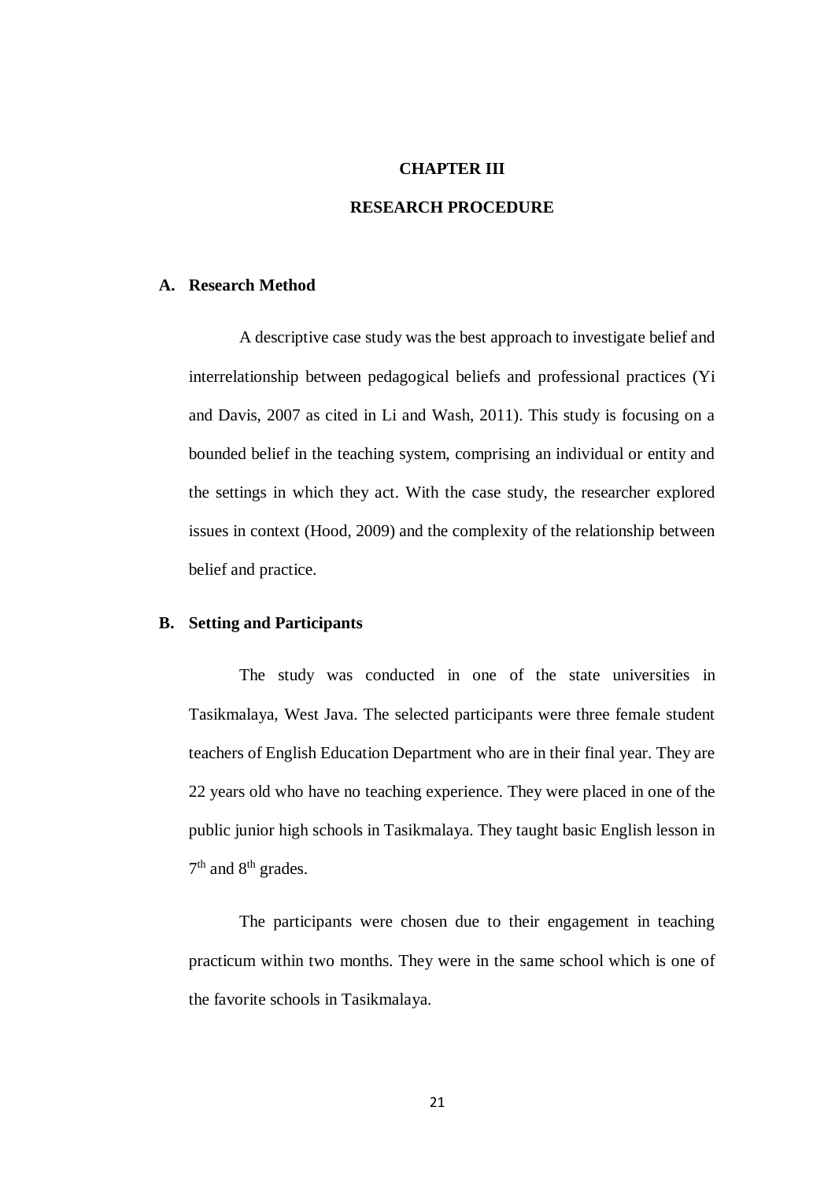# CHAPTER III

# RESEARCH PROCEDURE

## A. Research Method

A descriptive case study was the best approach to investigate belief and interrelationship between pedagogical beliefs and professional practices (Yi and Davis, 2007 as cited in Li and Wash, 2011). This study is focusing on a bounded belief in the teaching system, comprising an individual or entity and the settings in which they act. With the case study, the researcher explored issues in context (Hood, 2009) and the complexity of the relationship between belief and practice.

## B. Setting and Participants

The study was conducted in one of the state universities in Tasikmalaya, West Java. The selected participants were three female student teachers of English Education Department who are in their final year. They are 22 years old who have no teaching experience. They were placed in one of the public junior high schools in Tasikmalaya. They taught basic English lesson in 7th and 8th grades.

The participants were chosen due to their engagement in teaching practicum within two months. They were in the same school which is one of the favorite schools in Tasikmalaya.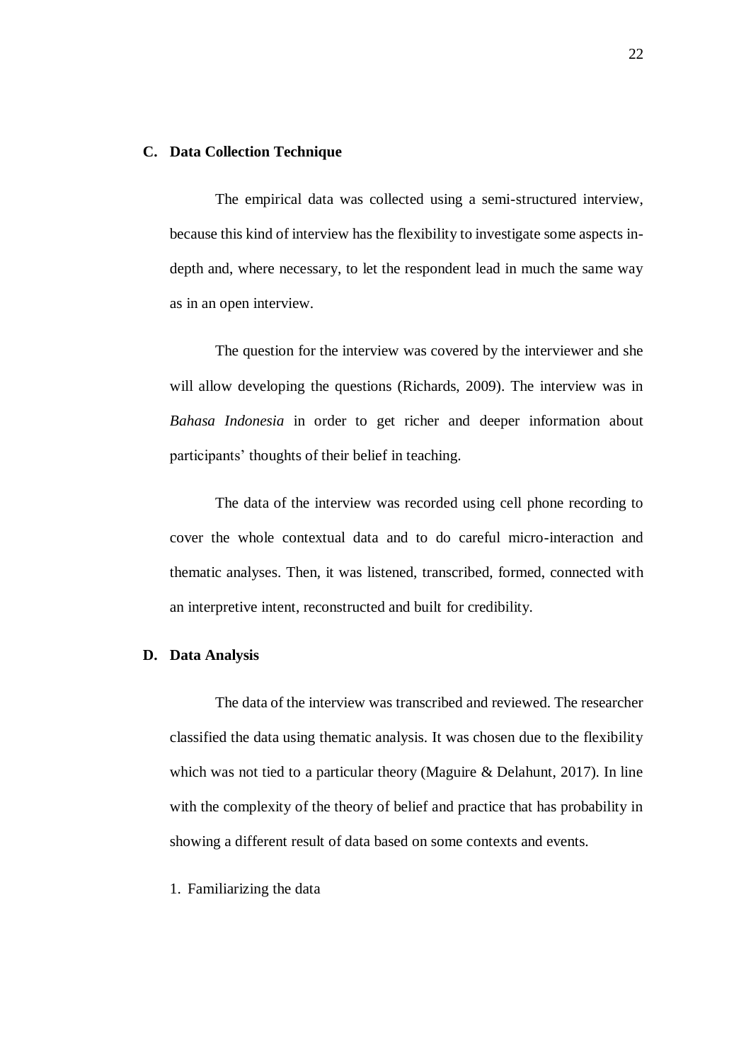## C. Data Collection Technique

The empirical data was collected using a semi-structured interview, because this kind of interview has the flexibility to investigate some aspects in-depth and, where necessary, to let the respondent lead in much the same way as in an open interview.

The question for the interview was covered by the interviewer and she will allow developing the questions (Richards, 2009). The interview was in *Bahasa Indonesia* in order to get richer and deeper information about participants' thoughts of their belief in teaching.

The data of the interview was recorded using cell phone recording to cover the whole contextual data and to do careful micro-interaction and thematic analyses. Then, it was listened, transcribed, formed, connected with an interpretive intent, reconstructed and built for credibility.

## D. Data Analysis

The data of the interview was transcribed and reviewed. The researcher classified the data using thematic analysis. It was chosen due to the flexibility which was not tied to a particular theory (Maguire & Delahunt, 2017). In line with the complexity of the theory of belief and practice that has probability in showing a different result of data based on some contexts and events.

1. Familiarizing the data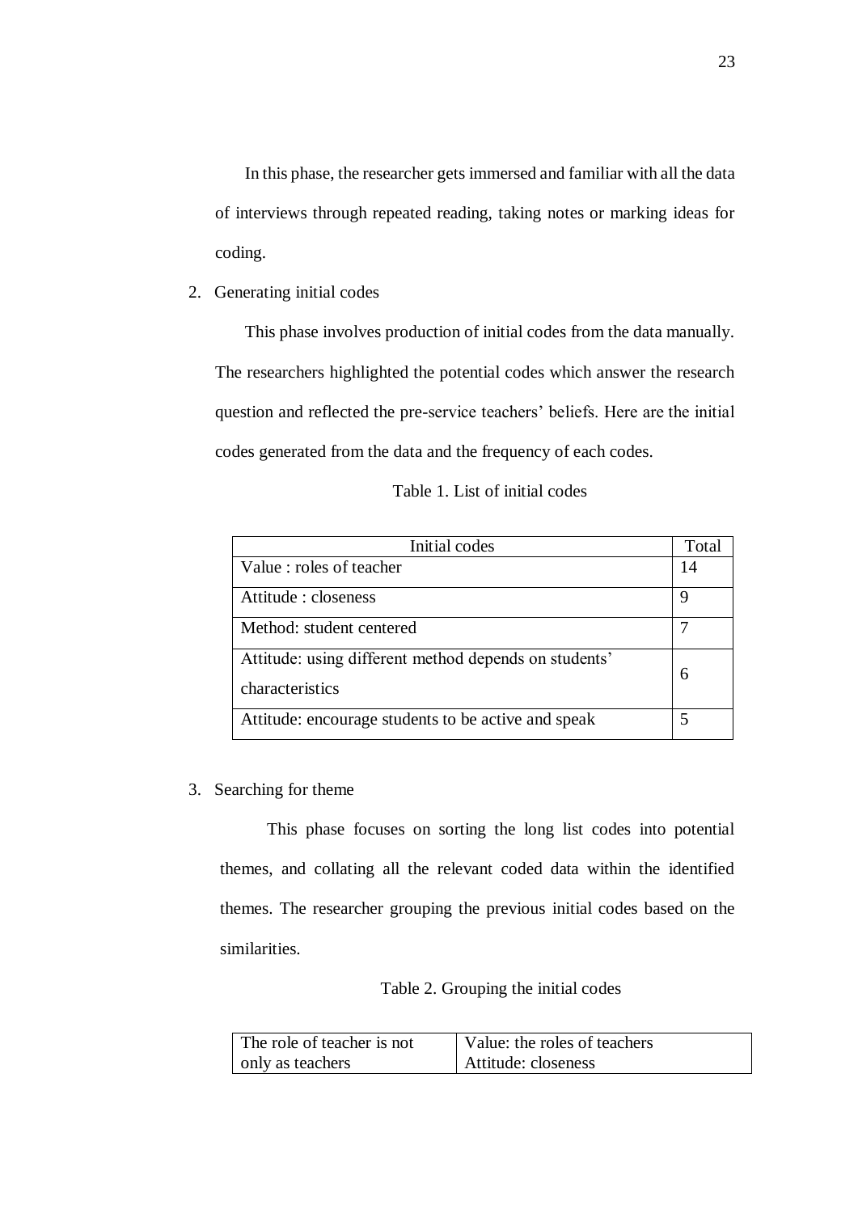In this phase, the researcher gets immersed and familiar with all the data of interviews through repeated reading, taking notes or marking ideas for coding.

2. Generating initial codes

This phase involves production of initial codes from the data manually. The researchers highlighted the potential codes which answer the research question and reflected the pre-service teachers' beliefs. Here are the initial codes generated from the data and the frequency of each codes.

Table 1. List of initial codes

| Initial codes | Total |
|---|---|
| Value : roles of teacher | 14 |
| Attitude : closeness | 9 |
| Method: student centered | 7 |
| Attitude: using different method depends on students' characteristics | 6 |
| Attitude: encourage students to be active and speak | 5 |

3. Searching for theme

This phase focuses on sorting the long list codes into potential themes, and collating all the relevant coded data within the identified themes. The researcher grouping the previous initial codes based on the similarities.

Table 2. Grouping the initial codes

| The role of teacher is not only as teachers | Value: the roles of teachers<br>Attitude: closeness |
|---|---|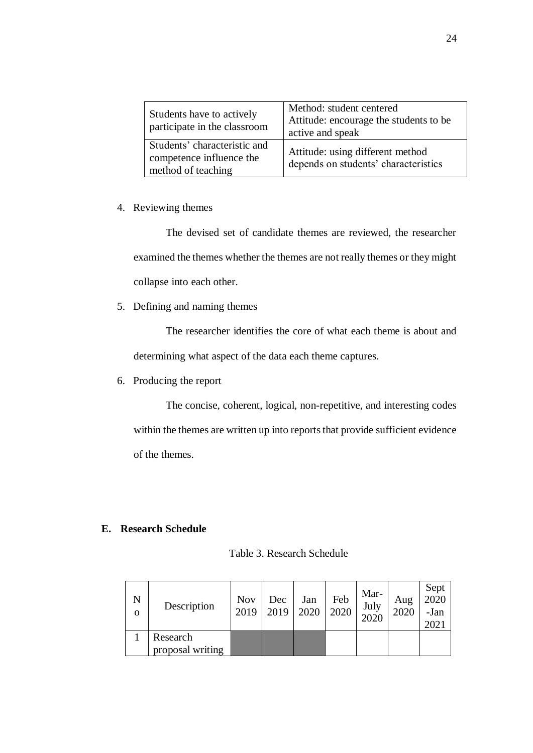| Students have to actively participate in the classroom | Method: student centered<br>Attitude: encourage the students to be active and speak |
|---|---|
| Students' characteristic and competence influence the method of teaching | Attitude: using different method depends on students' characteristics |

4. Reviewing themes

    The devised set of candidate themes are reviewed, the researcher examined the themes whether the themes are not really themes or they might collapse into each other.

5. Defining and naming themes

    The researcher identifies the core of what each theme is about and determining what aspect of the data each theme captures.

6. Producing the report

    The concise, coherent, logical, non-repetitive, and interesting codes within the themes are written up into reports that provide sufficient evidence of the themes.

## E. Research Schedule

Table 3. Research Schedule

| No | Description | Nov 2019 | Dec 2019 | Jan 2020 | Feb 2020 | Mar-July 2020 | Aug 2020 | Sept 2020 -Jan 2021 |
|---|---|---|---|---|---|---|---|---|
| 1 | Research proposal writing | ■ | ■ | ■ | | | | |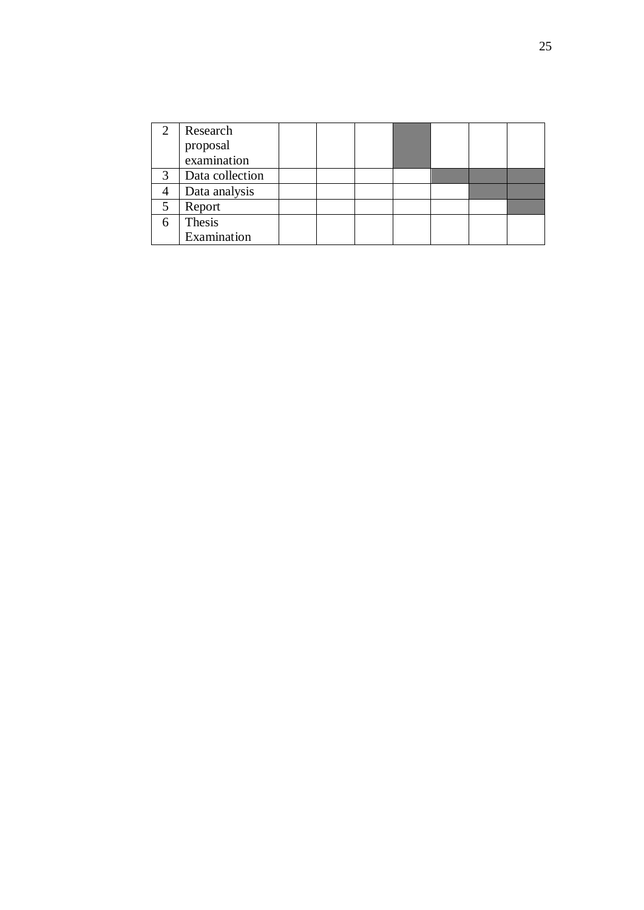| | | | | | | | | |
|---|---|---|---|---|---|---|---|---|
| 2 | Research proposal examination | | | | | | | |
| 3 | Data collection | | | | | | | |
| 4 | Data analysis | | | | | | | |
| 5 | Report | | | | | | | |
| 6 | Thesis Examination | | | | | | | |